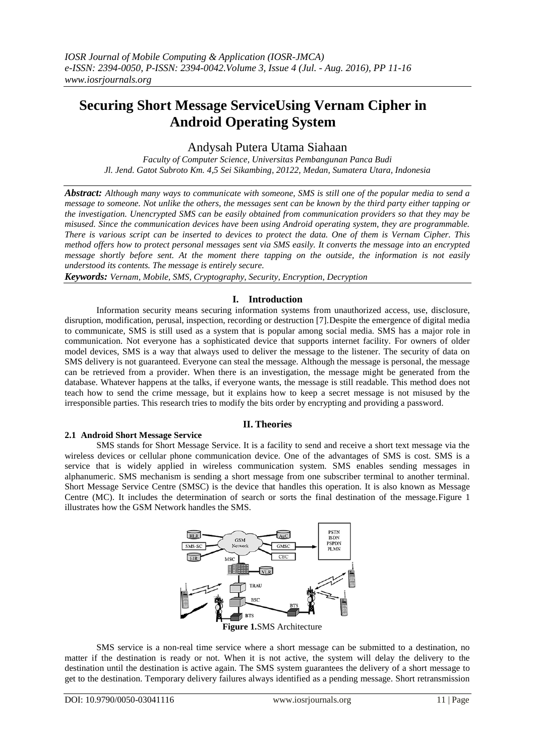# Securing Short Message ServiceUsing Vernam Cipher in Android Operating System

Andysah Putera Utama Siahaan

*Faculty of Computer Science, Universitas Pembangunan Panca Budi*
*Jl. Jend. Gatot Subroto Km. 4,5 Sei Sikambing, 20122, Medan, Sumatera Utara, Indonesia*

***Abstract:*** *Although many ways to communicate with someone, SMS is still one of the popular media to send a message to someone. Not unlike the others, the messages sent can be known by the third party either tapping or the investigation. Unencrypted SMS can be easily obtained from communication providers so that they may be misused. Since the communication devices have been using Android operating system, they are programmable. There is various script can be inserted to devices to protect the data. One of them is Vernam Cipher. This method offers how to protect personal messages sent via SMS easily. It converts the message into an encrypted message shortly before sent. At the moment there tapping on the outside, the information is not easily understood its contents. The message is entirely secure.*

***Keywords:*** *Vernam, Mobile, SMS, Cryptography, Security, Encryption, Decryption*

## I. Introduction

Information security means securing information systems from unauthorized access, use, disclosure, disruption, modification, perusal, inspection, recording or destruction [7].Despite the emergence of digital media to communicate, SMS is still used as a system that is popular among social media. SMS has a major role in communication. Not everyone has a sophisticated device that supports internet facility. For owners of older model devices, SMS is a way that always used to deliver the message to the listener. The security of data on SMS delivery is not guaranteed. Everyone can steal the message. Although the message is personal, the message can be retrieved from a provider. When there is an investigation, the message might be generated from the database. Whatever happens at the talks, if everyone wants, the message is still readable. This method does not teach how to send the crime message, but it explains how to keep a secret message is not misused by the irresponsible parties. This research tries to modify the bits order by encrypting and providing a password.

## II. Theories

### 2.1 Android Short Message Service

SMS stands for Short Message Service. It is a facility to send and receive a short text message via the wireless devices or cellular phone communication device. One of the advantages of SMS is cost. SMS is a service that is widely applied in wireless communication system. SMS enables sending messages in alphanumeric. SMS mechanism is sending a short message from one subscriber terminal to another terminal. Short Message Service Centre (SMSC) is the device that handles this operation. It is also known as Message Centre (MC). It includes the determination of search or sorts the final destination of the message.Figure 1 illustrates how the GSM Network handles the SMS.

**Figure 1.**SMS Architecture

SMS service is a non-real time service where a short message can be submitted to a destination, no matter if the destination is ready or not. When it is not active, the system will delay the delivery to the destination until the destination is active again. The SMS system guarantees the delivery of a short message to get to the destination. Temporary delivery failures always identified as a pending message. Short retransmission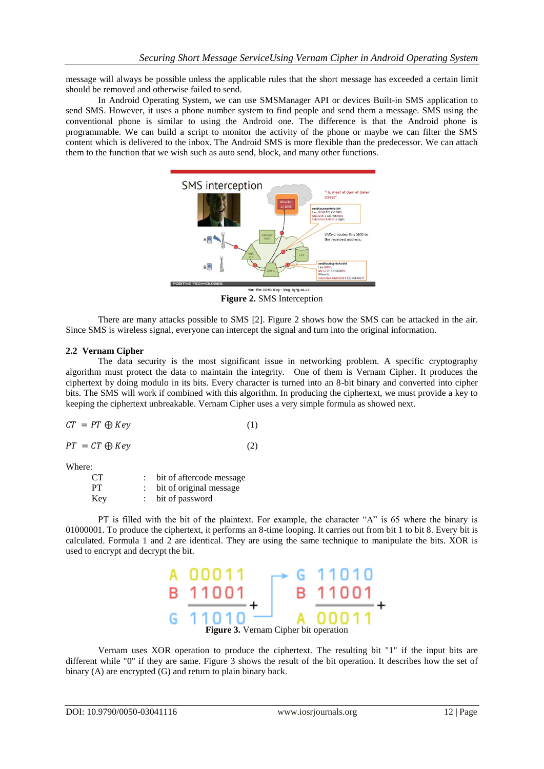message will always be possible unless the applicable rules that the short message has exceeded a certain limit should be removed and otherwise failed to send.

In Android Operating System, we can use SMSManager API or devices Built-in SMS application to send SMS. However, it uses a phone number system to find people and send them a message. SMS using the conventional phone is similar to using the Android one. The difference is that the Android phone is programmable. We can build a script to monitor the activity of the phone or maybe we can filter the SMS content which is delivered to the inbox. The Android SMS is more flexible than the predecessor. We can attach them to the function that we wish such as auto send, block, and many other functions.

**Figure 2.** SMS Interception

There are many attacks possible to SMS [2]. Figure 2 shows how the SMS can be attacked in the air. Since SMS is wireless signal, everyone can intercept the signal and turn into the original information.

### 2.2 Vernam Cipher

The data security is the most significant issue in networking problem. A specific cryptography algorithm must protect the data to maintain the integrity. One of them is Vernam Cipher. It produces the ciphertext by doing modulo in its bits. Every character is turned into an 8-bit binary and converted into cipher bits. The SMS will work if combined with this algorithm. In producing the ciphertext, we must provide a key to keeping the ciphertext unbreakable. Vernam Cipher uses a very simple formula as showed next.

$$CT = PT \oplus Key \quad (1)$$

$$PT = CT \oplus Key \quad (2)$$

Where:

| | | |
|---|---|---|
| CT | : | bit of aftercode message |
| PT | : | bit of original message |
| Key | : | bit of password |

PT is filled with the bit of the plaintext. For example, the character "A" is 65 where the binary is 01000001. To produce the ciphertext, it performs an 8-time looping. It carries out from bit 1 to bit 8. Every bit is calculated. Formula 1 and 2 are identical. They are using the same technique to manipulate the bits. XOR is used to encrypt and decrypt the bit.

**Figure 3.** Vernam Cipher bit operation

Vernam uses XOR operation to produce the ciphertext. The resulting bit "1" if the input bits are different while "0" if they are same. Figure 3 shows the result of the bit operation. It describes how the set of binary (A) are encrypted (G) and return to plain binary back.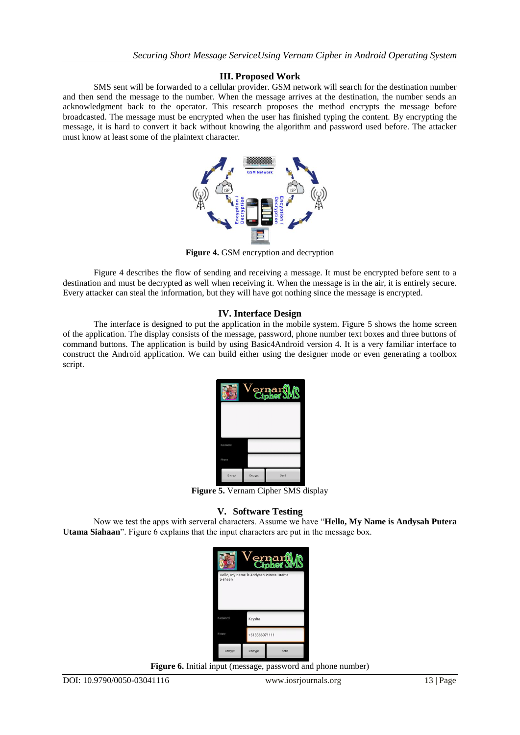## III. Proposed Work

SMS sent will be forwarded to a cellular provider. GSM network will search for the destination number and then send the message to the number. When the message arrives at the destination, the number sends an acknowledgment back to the operator. This research proposes the method encrypts the message before broadcasted. The message must be encrypted when the user has finished typing the content. By encrypting the message, it is hard to convert it back without knowing the algorithm and password used before. The attacker must know at least some of the plaintext character.

**Figure 4.** GSM encryption and decryption

Figure 4 describes the flow of sending and receiving a message. It must be encrypted before sent to a destination and must be decrypted as well when receiving it. When the message is in the air, it is entirely secure. Every attacker can steal the information, but they will have got nothing since the message is encrypted.

## IV. Interface Design

The interface is designed to put the application in the mobile system. Figure 5 shows the home screen of the application. The display consists of the message, password, phone number text boxes and three buttons of command buttons. The application is build by using Basic4Android version 4. It is a very familiar interface to construct the Android application. We can build either using the designer mode or even generating a toolbox script.

**Figure 5.** Vernam Cipher SMS display

## V. Software Testing

Now we test the apps with serveral characters. Assume we have "**Hello, My Name is Andysah Putera Utama Siahaan**". Figure 6 explains that the input characters are put in the message box.

**Figure 6.** Initial input (message, password and phone number)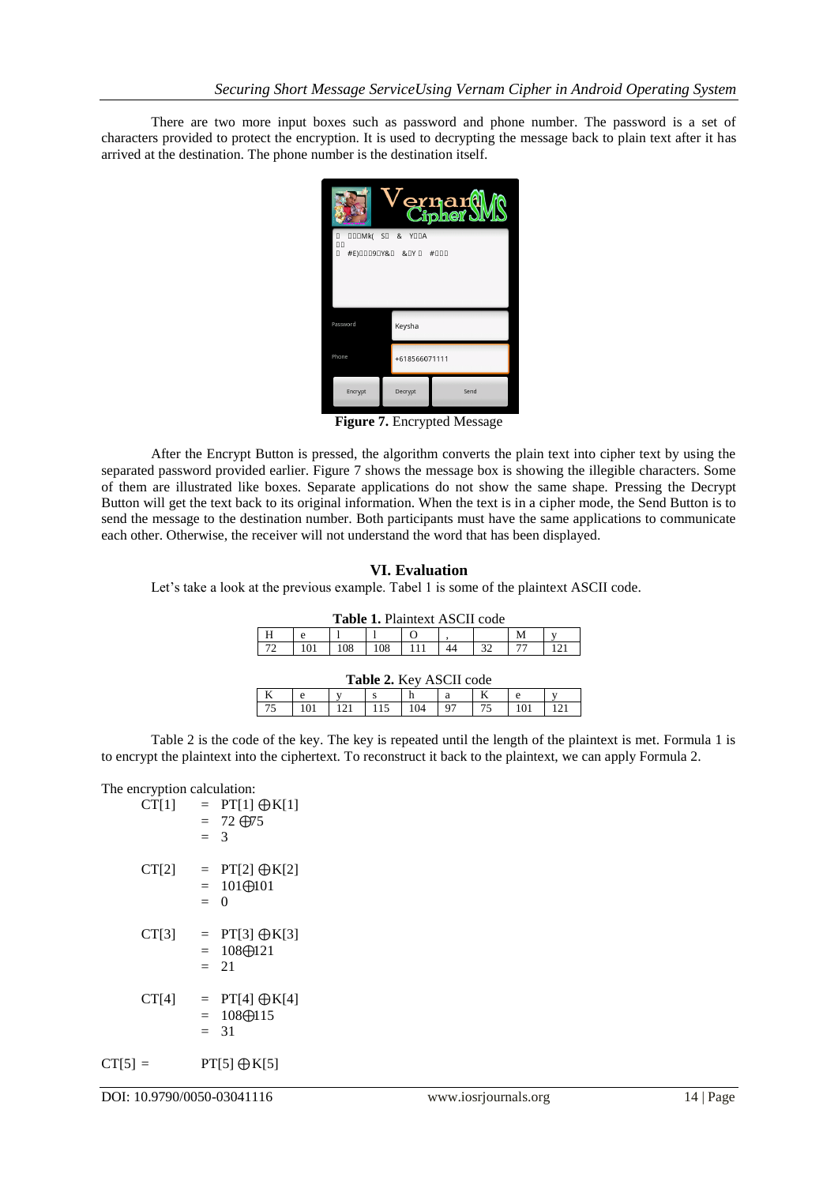There are two more input boxes such as password and phone number. The password is a set of characters provided to protect the encryption. It is used to decrypting the message back to plain text after it has arrived at the destination. The phone number is the destination itself.

**Figure 7.** Encrypted Message

After the Encrypt Button is pressed, the algorithm converts the plain text into cipher text by using the separated password provided earlier. Figure 7 shows the message box is showing the illegible characters. Some of them are illustrated like boxes. Separate applications do not show the same shape. Pressing the Decrypt Button will get the text back to its original information. When the text is in a cipher mode, the Send Button is to send the message to the destination number. Both participants must have the same applications to communicate each other. Otherwise, the receiver will not understand the word that has been displayed.

## VI. Evaluation

Let's take a look at the previous example. Tabel 1 is some of the plaintext ASCII code.

**Table 1.** Plaintext ASCII code

| H | e | l | l | O | , |  | M | y |
|---|---|---|---|---|---|---|---|---|
| 72 | 101 | 108 | 108 | 111 | 44 | 32 | 77 | 121 |

**Table 2.** Key ASCII code

| K | e | y | s | h | a | K | e | y |
|---|---|---|---|---|---|---|---|---|
| 75 | 101 | 121 | 115 | 104 | 97 | 75 | 101 | 121 |

Table 2 is the code of the key. The key is repeated until the length of the plaintext is met. Formula 1 is to encrypt the plaintext into the ciphertext. To reconstruct it back to the plaintext, we can apply Formula 2.

The encryption calculation:

$$
\begin{aligned}
CT[1] &= PT[1] \oplus K[1] \\
&= 72 \oplus 75 \\
&= 3
\end{aligned}
$$

$$
\begin{aligned}
CT[2] &= PT[2] \oplus K[2] \\
&= 101 \oplus 101 \\
&= 0
\end{aligned}
$$

$$
\begin{aligned}
CT[3] &= PT[3] \oplus K[3] \\
&= 108 \oplus 121 \\
&= 21
\end{aligned}
$$

$$
\begin{aligned}
CT[4] &= PT[4] \oplus K[4] \\
&= 108 \oplus 115 \\
&= 31
\end{aligned}
$$

$$
CT[5] = PT[5] \oplus K[5]
$$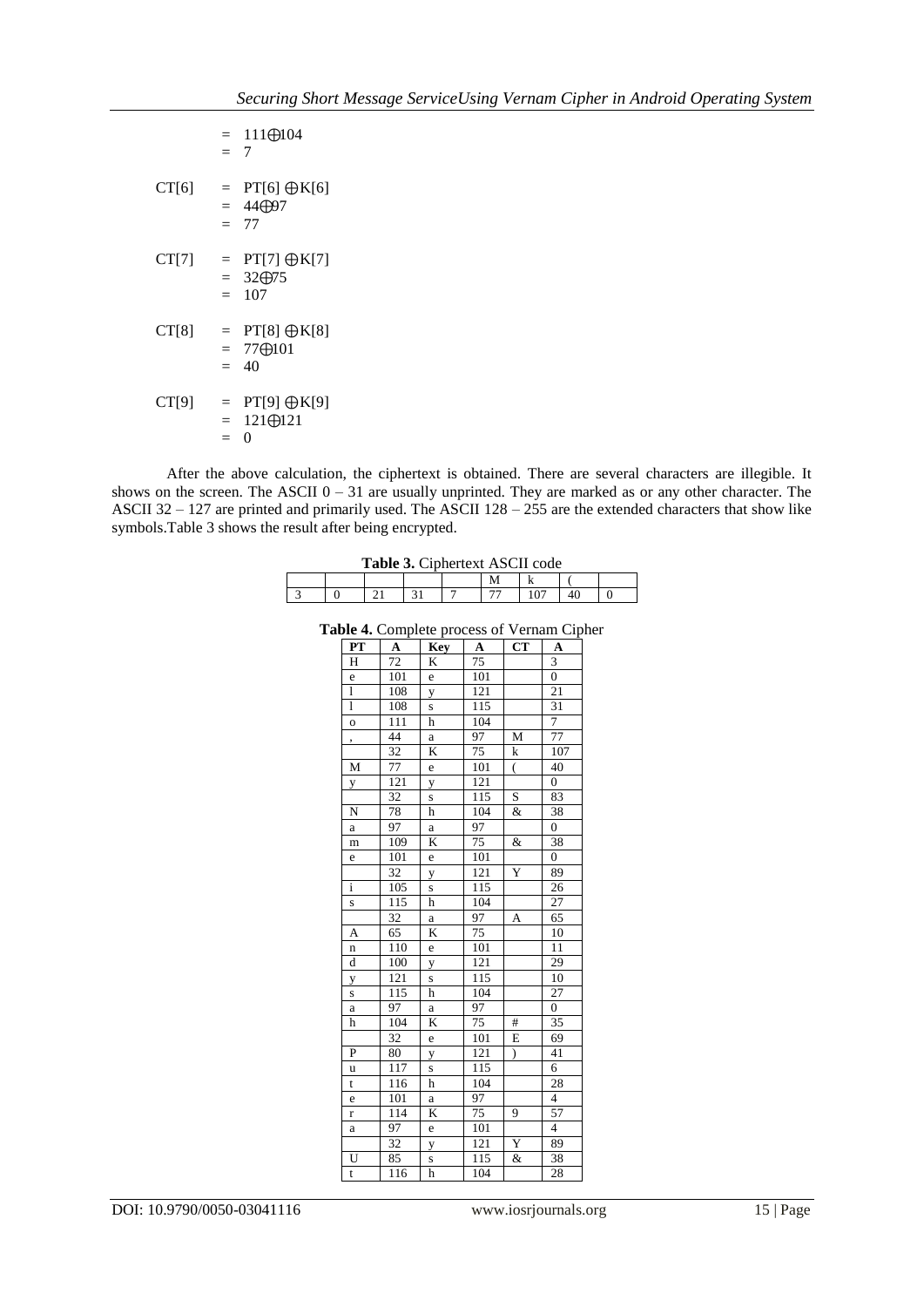$$= 111 \oplus 104$$
$$= 7$$

$$CT[6] = PT[6] \oplus K[6]$$
$$= 44 \oplus 97$$
$$= 77$$

$$CT[7] = PT[7] \oplus K[7]$$
$$= 32 \oplus 75$$
$$= 107$$

$$CT[8] = PT[8] \oplus K[8]$$
$$= 77 \oplus 101$$
$$= 40$$

$$CT[9] = PT[9] \oplus K[9]$$
$$= 121 \oplus 121$$
$$= 0$$

After the above calculation, the ciphertext is obtained. There are several characters are illegible. It shows on the screen. The ASCII 0 – 31 are usually unprinted. They are marked as or any other character. The ASCII 32 – 127 are printed and primarily used. The ASCII 128 – 255 are the extended characters that show like symbols.Table 3 shows the result after being encrypted.

**Table 3.** Ciphertext ASCII code

|   |   |    |    |   | M  | k   | (  |   |
|---|---|----|----|---|----|-----|----|---|
| 3 | 0 | 21 | 31 | 7 | 77 | 107 | 40 | 0 |

**Table 4.** Complete process of Vernam Cipher

| PT | A | Key | A | CT | A |
|---|---|---|---|---|---|
| H | 72 | K | 75 | | 3 |
| e | 101 | e | 101 | | 0 |
| l | 108 | y | 121 | | 21 |
| l | 108 | s | 115 | | 31 |
| o | 111 | h | 104 | | 7 |
| , | 44 | a | 97 | M | 77 |
| | 32 | K | 75 | k | 107 |
| M | 77 | e | 101 | ( | 40 |
| y | 121 | y | 121 | | 0 |
| | 32 | s | 115 | S | 83 |
| N | 78 | h | 104 | & | 38 |
| a | 97 | a | 97 | | 0 |
| m | 109 | K | 75 | & | 38 |
| e | 101 | e | 101 | | 0 |
| | 32 | y | 121 | Y | 89 |
| i | 105 | s | 115 | | 26 |
| s | 115 | h | 104 | | 27 |
| | 32 | a | 97 | A | 65 |
| A | 65 | K | 75 | | 10 |
| n | 110 | e | 101 | | 11 |
| d | 100 | y | 121 | | 29 |
| y | 121 | s | 115 | | 10 |
| s | 115 | h | 104 | | 27 |
| a | 97 | a | 97 | | 0 |
| h | 104 | K | 75 | # | 35 |
| | 32 | e | 101 | E | 69 |
| P | 80 | y | 121 | ) | 41 |
| u | 117 | s | 115 | | 6 |
| t | 116 | h | 104 | | 28 |
| e | 101 | a | 97 | | 4 |
| r | 114 | K | 75 | 9 | 57 |
| a | 97 | e | 101 | | 4 |
| | 32 | y | 121 | Y | 89 |
| U | 85 | s | 115 | & | 38 |
| t | 116 | h | 104 | | 28 |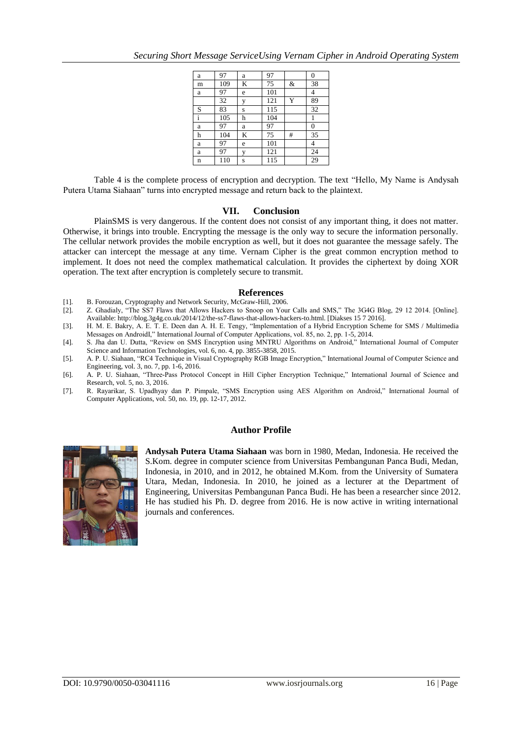| | | | | | |
|---|---|---|---|---|---|
| a | 97 | a | 97 | | 0 |
| m | 109 | K | 75 | & | 38 |
| a | 97 | e | 101 | | 4 |
| | 32 | y | 121 | Y | 89 |
| S | 83 | s | 115 | | 32 |
| i | 105 | h | 104 | | 1 |
| a | 97 | a | 97 | | 0 |
| h | 104 | K | 75 | # | 35 |
| a | 97 | e | 101 | | 4 |
| a | 97 | y | 121 | | 24 |
| n | 110 | s | 115 | | 29 |

Table 4 is the complete process of encryption and decryption. The text "Hello, My Name is Andysah Putera Utama Siahaan" turns into encrypted message and return back to the plaintext.

## VII. Conclusion

PlainSMS is very dangerous. If the content does not consist of any important thing, it does not matter. Otherwise, it brings into trouble. Encrypting the message is the only way to secure the information personally. The cellular network provides the mobile encryption as well, but it does not guarantee the message safely. The attacker can intercept the message at any time. Vernam Cipher is the great common encryption method to implement. It does not need the complex mathematical calculation. It provides the ciphertext by doing XOR operation. The text after encryption is completely secure to transmit.

## References

[1]. B. Forouzan, Cryptography and Network Security, McGraw-Hill, 2006.

[2]. Z. Ghadialy, "The SS7 Flaws that Allows Hackers to Snoop on Your Calls and SMS," The 3G4G Blog, 29 12 2014. [Online]. Available: http://blog.3g4g.co.uk/2014/12/the-ss7-flaws-that-allows-hackers-to.html. [Diakses 15 7 2016].

[3]. H. M. E. Bakry, A. E. T. E. Deen dan A. H. E. Tengy, "Implementation of a Hybrid Encryption Scheme for SMS / Multimedia Messages on AndroidI," International Journal of Computer Applications, vol. 85, no. 2, pp. 1-5, 2014.

[4]. S. Jha dan U. Dutta, "Review on SMS Encryption using MNTRU Algorithms on Android," International Journal of Computer Science and Information Technologies, vol. 6, no. 4, pp. 3855-3858, 2015.

[5]. A. P. U. Siahaan, "RC4 Technique in Visual Cryptography RGB Image Encryption," International Journal of Computer Science and Engineering, vol. 3, no. 7, pp. 1-6, 2016.

[6]. A. P. U. Siahaan, "Three-Pass Protocol Concept in Hill Cipher Encryption Technique," International Journal of Science and Research, vol. 5, no. 3, 2016.

[7]. R. Rayarikar, S. Upadhyay dan P. Pimpale, "SMS Encryption using AES Algorithm on Android," International Journal of Computer Applications, vol. 50, no. 19, pp. 12-17, 2012.

## Author Profile

**Andysah Putera Utama Siahaan** was born in 1980, Medan, Indonesia. He received the S.Kom. degree in computer science from Universitas Pembangunan Panca Budi, Medan, Indonesia, in 2010, and in 2012, he obtained M.Kom. from the University of Sumatera Utara, Medan, Indonesia. In 2010, he joined as a lecturer at the Department of Engineering, Universitas Pembangunan Panca Budi. He has been a researcher since 2012. He has studied his Ph. D. degree from 2016. He is now active in writing international journals and conferences.